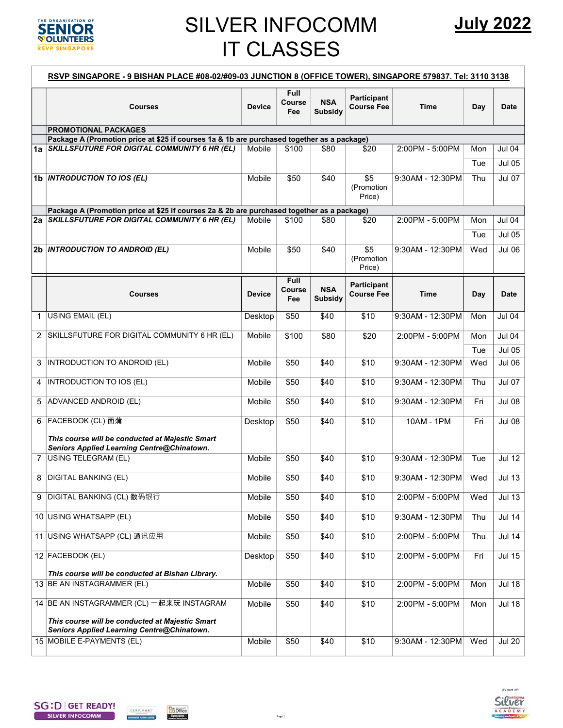# SILVER INFOCOMM IT CLASSES

**July 2022**

**RSVP SINGAPORE - 9 BISHAN PLACE #08-02/#09-03 JUNCTION 8 (OFFICE TOWER), SINGAPORE 579837. Tel: 3110 3138**

| | Courses | Device | Full Course Fee | NSA Subsidy | Participant Course Fee | Time | Day | Date |
|---|---|---|---|---|---|---|---|---|
| | **PROMOTIONAL PACKAGES** | | | | | | | |
| | **Package A (Promotion price at $25 if courses 1a & 1b are purchased together as a package)** | | | | | | | |
| **1a** | ***SKILLSFUTURE FOR DIGITAL COMMUNITY 6 HR (EL)*** | Mobile | $100 | $80 | $20 | 2:00PM - 5:00PM | Mon | Jul 04 |
| | | | | | | | Tue | Jul 05 |
| **1b** | ***INTRODUCTION TO IOS (EL)*** | Mobile | $50 | $40 | $5 (Promotion Price) | 9:30AM - 12:30PM | Thu | Jul 07 |
| | **Package A (Promotion price at $25 if courses 2a & 2b are purchased together as a package)** | | | | | | | |
| **2a** | ***SKILLSFUTURE FOR DIGITAL COMMUNITY 6 HR (EL)*** | Mobile | $100 | $80 | $20 | 2:00PM - 5:00PM | Mon | Jul 04 |
| | | | | | | | Tue | Jul 05 |
| **2b** | ***INTRODUCTION TO ANDROID (EL)*** | Mobile | $50 | $40 | $5 (Promotion Price) | 9:30AM - 12:30PM | Wed | Jul 06 |

| | Courses | Device | Full Course Fee | NSA Subsidy | Participant Course Fee | Time | Day | Date |
|---|---|---|---|---|---|---|---|---|
| 1 | USING EMAIL (EL) | Desktop | $50 | $40 | $10 | 9:30AM - 12:30PM | Mon | Jul 04 |
| 2 | SKILLSFUTURE FOR DIGITAL COMMUNITY 6 HR (EL) | Mobile | $100 | $80 | $20 | 2:00PM - 5:00PM | Mon | Jul 04 |
| | | | | | | | Tue | Jul 05 |
| 3 | INTRODUCTION TO ANDROID (EL) | Mobile | $50 | $40 | $10 | 9:30AM - 12:30PM | Wed | Jul 06 |
| 4 | INTRODUCTION TO IOS (EL) | Mobile | $50 | $40 | $10 | 9:30AM - 12:30PM | Thu | Jul 07 |
| 5 | ADVANCED ANDROID (EL) | Mobile | $50 | $40 | $10 | 9:30AM - 12:30PM | Fri | Jul 08 |
| 6 | FACEBOOK (CL) 面蒲<br>***This course will be conducted at Majestic Smart Seniors Applied Learning Centre@Chinatown.*** | Desktop | $50 | $40 | $10 | 10AM - 1PM | Fri | Jul 08 |
| 7 | USING TELEGRAM (EL) | Mobile | $50 | $40 | $10 | 9:30AM - 12:30PM | Tue | Jul 12 |
| 8 | DIGITAL BANKING (EL) | Mobile | $50 | $40 | $10 | 9:30AM - 12:30PM | Wed | Jul 13 |
| 9 | DIGITAL BANKING (CL) 数码银行 | Mobile | $50 | $40 | $10 | 2:00PM - 5:00PM | Wed | Jul 13 |
| 10 | USING WHATSAPP (EL) | Mobile | $50 | $40 | $10 | 9:30AM - 12:30PM | Thu | Jul 14 |
| 11 | USING WHATSAPP (CL) 通讯应用 | Mobile | $50 | $40 | $10 | 2:00PM - 5:00PM | Thu | Jul 14 |
| 12 | FACEBOOK (EL)<br>***This course will be conducted at Bishan Library.*** | Desktop | $50 | $40 | $10 | 2:00PM - 5:00PM | Fri | Jul 15 |
| 13 | BE AN INSTAGRAMMER (EL) | Mobile | $50 | $40 | $10 | 2:00PM - 5:00PM | Mon | Jul 18 |
| 14 | BE AN INSTAGRAMMER (CL) 一起来玩 INSTAGRAM<br>***This course will be conducted at Majestic Smart Seniors Applied Learning Centre@Chinatown.*** | Mobile | $50 | $40 | $10 | 2:00PM - 5:00PM | Mon | Jul 18 |
| 15 | MOBILE E-PAYMENTS (EL) | Mobile | $50 | $40 | $10 | 9:30AM - 12:30PM | Wed | Jul 20 |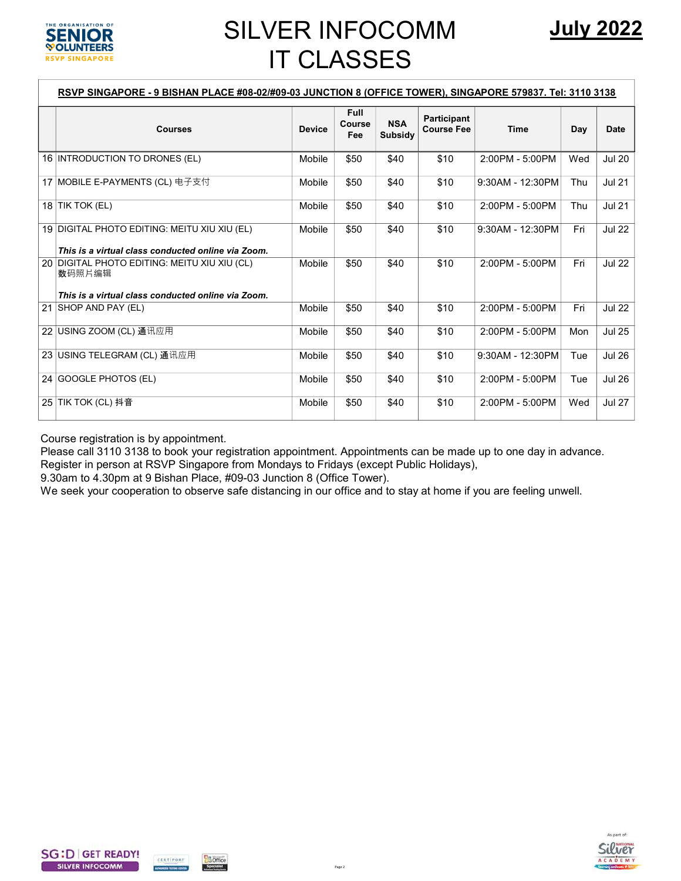# SILVER INFOCOMM IT CLASSES

**July 2022**

**RSVP SINGAPORE - 9 BISHAN PLACE #08-02/#09-03 JUNCTION 8 (OFFICE TOWER), SINGAPORE 579837. Tel: 3110 3138**

| | Courses | Device | Full Course Fee | NSA Subsidy | Participant Course Fee | Time | Day | Date |
|---|---|---|---|---|---|---|---|---|
| 16 | INTRODUCTION TO DRONES (EL) | Mobile | $50 | $40 | $10 | 2:00PM - 5:00PM | Wed | Jul 20 |
| 17 | MOBILE E-PAYMENTS (CL) 电子支付 | Mobile | $50 | $40 | $10 | 9:30AM - 12:30PM | Thu | Jul 21 |
| 18 | TIK TOK (EL) | Mobile | $50 | $40 | $10 | 2:00PM - 5:00PM | Thu | Jul 21 |
| 19 | DIGITAL PHOTO EDITING: MEITU XIU XIU (EL)<br><br>***This is a virtual class conducted online via Zoom.*** | Mobile | $50 | $40 | $10 | 9:30AM - 12:30PM | Fri | Jul 22 |
| 20 | DIGITAL PHOTO EDITING: MEITU XIU XIU (CL) 数码照片编辑<br><br>***This is a virtual class conducted online via Zoom.*** | Mobile | $50 | $40 | $10 | 2:00PM - 5:00PM | Fri | Jul 22 |
| 21 | SHOP AND PAY (EL) | Mobile | $50 | $40 | $10 | 2:00PM - 5:00PM | Fri | Jul 22 |
| 22 | USING ZOOM (CL) 通讯应用 | Mobile | $50 | $40 | $10 | 2:00PM - 5:00PM | Mon | Jul 25 |
| 23 | USING TELEGRAM (CL) 通讯应用 | Mobile | $50 | $40 | $10 | 9:30AM - 12:30PM | Tue | Jul 26 |
| 24 | GOOGLE PHOTOS (EL) | Mobile | $50 | $40 | $10 | 2:00PM - 5:00PM | Tue | Jul 26 |
| 25 | TIK TOK (CL) 抖音 | Mobile | $50 | $40 | $10 | 2:00PM - 5:00PM | Wed | Jul 27 |

Course registration is by appointment.
Please call 3110 3138 to book your registration appointment. Appointments can be made up to one day in advance.
Register in person at RSVP Singapore from Mondays to Fridays (except Public Holidays),
9.30am to 4.30pm at 9 Bishan Place, #09-03 Junction 8 (Office Tower).
We seek your cooperation to observe safe distancing in our office and to stay at home if you are feeling unwell.